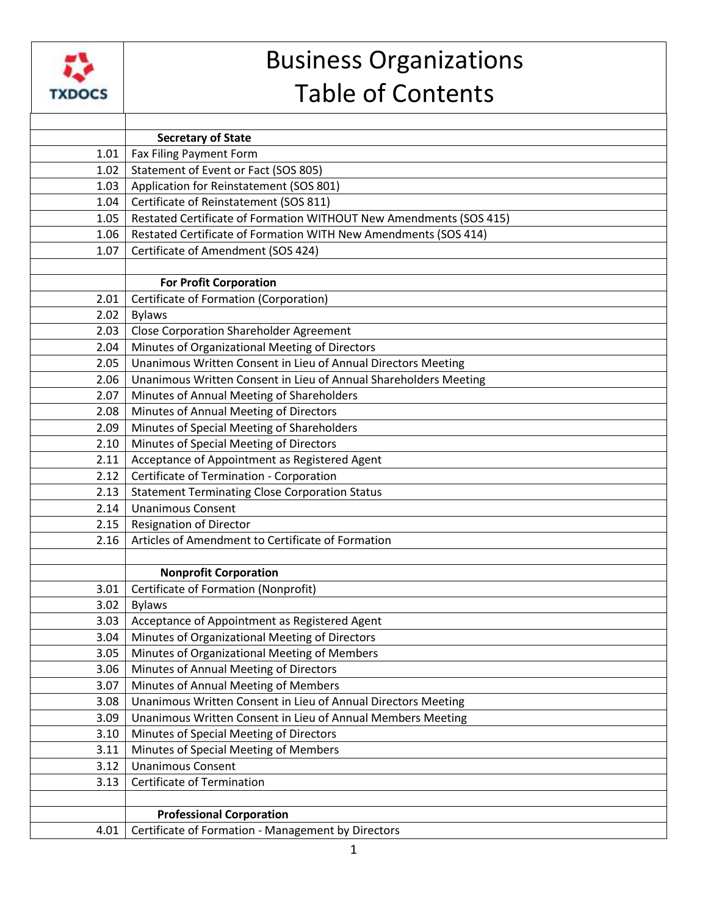# Business Organizations
# Table of Contents

TXDOCS

| | |
|---|---|
| | **Secretary of State** |
| 1.01 | Fax Filing Payment Form |
| 1.02 | Statement of Event or Fact (SOS 805) |
| 1.03 | Application for Reinstatement (SOS 801) |
| 1.04 | Certificate of Reinstatement (SOS 811) |
| 1.05 | Restated Certificate of Formation WITHOUT New Amendments (SOS 415) |
| 1.06 | Restated Certificate of Formation WITH New Amendments (SOS 414) |
| 1.07 | Certificate of Amendment (SOS 424) |
| | |
| | **For Profit Corporation** |
| 2.01 | Certificate of Formation (Corporation) |
| 2.02 | Bylaws |
| 2.03 | Close Corporation Shareholder Agreement |
| 2.04 | Minutes of Organizational Meeting of Directors |
| 2.05 | Unanimous Written Consent in Lieu of Annual Directors Meeting |
| 2.06 | Unanimous Written Consent in Lieu of Annual Shareholders Meeting |
| 2.07 | Minutes of Annual Meeting of Shareholders |
| 2.08 | Minutes of Annual Meeting of Directors |
| 2.09 | Minutes of Special Meeting of Shareholders |
| 2.10 | Minutes of Special Meeting of Directors |
| 2.11 | Acceptance of Appointment as Registered Agent |
| 2.12 | Certificate of Termination - Corporation |
| 2.13 | Statement Terminating Close Corporation Status |
| 2.14 | Unanimous Consent |
| 2.15 | Resignation of Director |
| 2.16 | Articles of Amendment to Certificate of Formation |
| | |
| | **Nonprofit Corporation** |
| 3.01 | Certificate of Formation (Nonprofit) |
| 3.02 | Bylaws |
| 3.03 | Acceptance of Appointment as Registered Agent |
| 3.04 | Minutes of Organizational Meeting of Directors |
| 3.05 | Minutes of Organizational Meeting of Members |
| 3.06 | Minutes of Annual Meeting of Directors |
| 3.07 | Minutes of Annual Meeting of Members |
| 3.08 | Unanimous Written Consent in Lieu of Annual Directors Meeting |
| 3.09 | Unanimous Written Consent in Lieu of Annual Members Meeting |
| 3.10 | Minutes of Special Meeting of Directors |
| 3.11 | Minutes of Special Meeting of Members |
| 3.12 | Unanimous Consent |
| 3.13 | Certificate of Termination |
| | |
| | **Professional Corporation** |
| 4.01 | Certificate of Formation - Management by Directors |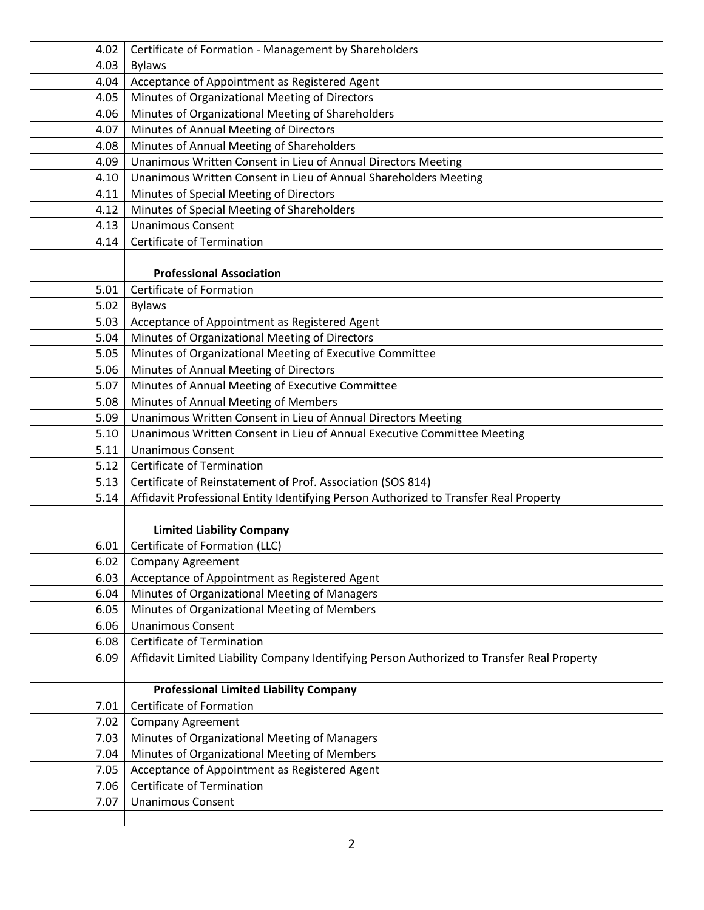| | |
|---|---|
| 4.02 | Certificate of Formation - Management by Shareholders |
| 4.03 | Bylaws |
| 4.04 | Acceptance of Appointment as Registered Agent |
| 4.05 | Minutes of Organizational Meeting of Directors |
| 4.06 | Minutes of Organizational Meeting of Shareholders |
| 4.07 | Minutes of Annual Meeting of Directors |
| 4.08 | Minutes of Annual Meeting of Shareholders |
| 4.09 | Unanimous Written Consent in Lieu of Annual Directors Meeting |
| 4.10 | Unanimous Written Consent in Lieu of Annual Shareholders Meeting |
| 4.11 | Minutes of Special Meeting of Directors |
| 4.12 | Minutes of Special Meeting of Shareholders |
| 4.13 | Unanimous Consent |
| 4.14 | Certificate of Termination |
| | |
| | **Professional Association** |
| 5.01 | Certificate of Formation |
| 5.02 | Bylaws |
| 5.03 | Acceptance of Appointment as Registered Agent |
| 5.04 | Minutes of Organizational Meeting of Directors |
| 5.05 | Minutes of Organizational Meeting of Executive Committee |
| 5.06 | Minutes of Annual Meeting of Directors |
| 5.07 | Minutes of Annual Meeting of Executive Committee |
| 5.08 | Minutes of Annual Meeting of Members |
| 5.09 | Unanimous Written Consent in Lieu of Annual Directors Meeting |
| 5.10 | Unanimous Written Consent in Lieu of Annual Executive Committee Meeting |
| 5.11 | Unanimous Consent |
| 5.12 | Certificate of Termination |
| 5.13 | Certificate of Reinstatement of Prof. Association (SOS 814) |
| 5.14 | Affidavit Professional Entity Identifying Person Authorized to Transfer Real Property |
| | |
| | **Limited Liability Company** |
| 6.01 | Certificate of Formation (LLC) |
| 6.02 | Company Agreement |
| 6.03 | Acceptance of Appointment as Registered Agent |
| 6.04 | Minutes of Organizational Meeting of Managers |
| 6.05 | Minutes of Organizational Meeting of Members |
| 6.06 | Unanimous Consent |
| 6.08 | Certificate of Termination |
| 6.09 | Affidavit Limited Liability Company Identifying Person Authorized to Transfer Real Property |
| | |
| | **Professional Limited Liability Company** |
| 7.01 | Certificate of Formation |
| 7.02 | Company Agreement |
| 7.03 | Minutes of Organizational Meeting of Managers |
| 7.04 | Minutes of Organizational Meeting of Members |
| 7.05 | Acceptance of Appointment as Registered Agent |
| 7.06 | Certificate of Termination |
| 7.07 | Unanimous Consent |
| | |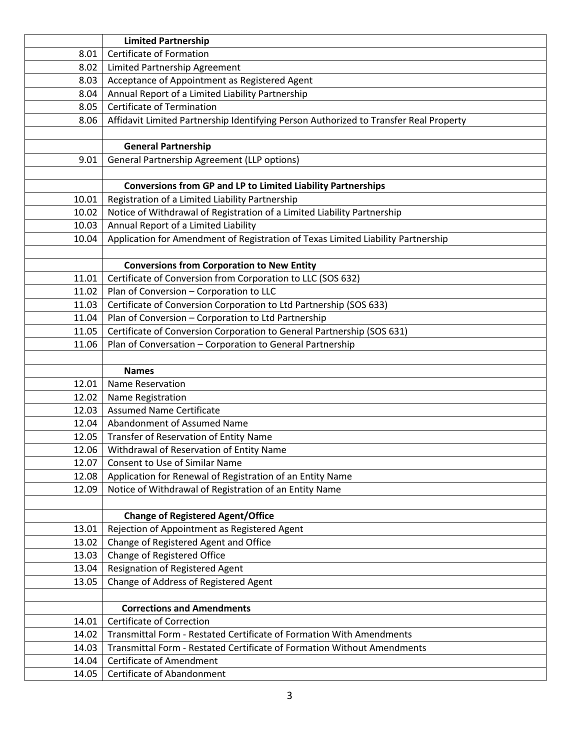| | |
|---|---|
| | **Limited Partnership** |
| 8.01 | Certificate of Formation |
| 8.02 | Limited Partnership Agreement |
| 8.03 | Acceptance of Appointment as Registered Agent |
| 8.04 | Annual Report of a Limited Liability Partnership |
| 8.05 | Certificate of Termination |
| 8.06 | Affidavit Limited Partnership Identifying Person Authorized to Transfer Real Property |
| | |
| | **General Partnership** |
| 9.01 | General Partnership Agreement (LLP options) |
| | |
| | **Conversions from GP and LP to Limited Liability Partnerships** |
| 10.01 | Registration of a Limited Liability Partnership |
| 10.02 | Notice of Withdrawal of Registration of a Limited Liability Partnership |
| 10.03 | Annual Report of a Limited Liability |
| 10.04 | Application for Amendment of Registration of Texas Limited Liability Partnership |
| | |
| | **Conversions from Corporation to New Entity** |
| 11.01 | Certificate of Conversion from Corporation to LLC (SOS 632) |
| 11.02 | Plan of Conversion – Corporation to LLC |
| 11.03 | Certificate of Conversion Corporation to Ltd Partnership (SOS 633) |
| 11.04 | Plan of Conversion – Corporation to Ltd Partnership |
| 11.05 | Certificate of Conversion Corporation to General Partnership (SOS 631) |
| 11.06 | Plan of Conversation – Corporation to General Partnership |
| | |
| | **Names** |
| 12.01 | Name Reservation |
| 12.02 | Name Registration |
| 12.03 | Assumed Name Certificate |
| 12.04 | Abandonment of Assumed Name |
| 12.05 | Transfer of Reservation of Entity Name |
| 12.06 | Withdrawal of Reservation of Entity Name |
| 12.07 | Consent to Use of Similar Name |
| 12.08 | Application for Renewal of Registration of an Entity Name |
| 12.09 | Notice of Withdrawal of Registration of an Entity Name |
| | |
| | **Change of Registered Agent/Office** |
| 13.01 | Rejection of Appointment as Registered Agent |
| 13.02 | Change of Registered Agent and Office |
| 13.03 | Change of Registered Office |
| 13.04 | Resignation of Registered Agent |
| 13.05 | Change of Address of Registered Agent |
| | |
| | **Corrections and Amendments** |
| 14.01 | Certificate of Correction |
| 14.02 | Transmittal Form - Restated Certificate of Formation With Amendments |
| 14.03 | Transmittal Form - Restated Certificate of Formation Without Amendments |
| 14.04 | Certificate of Amendment |
| 14.05 | Certificate of Abandonment |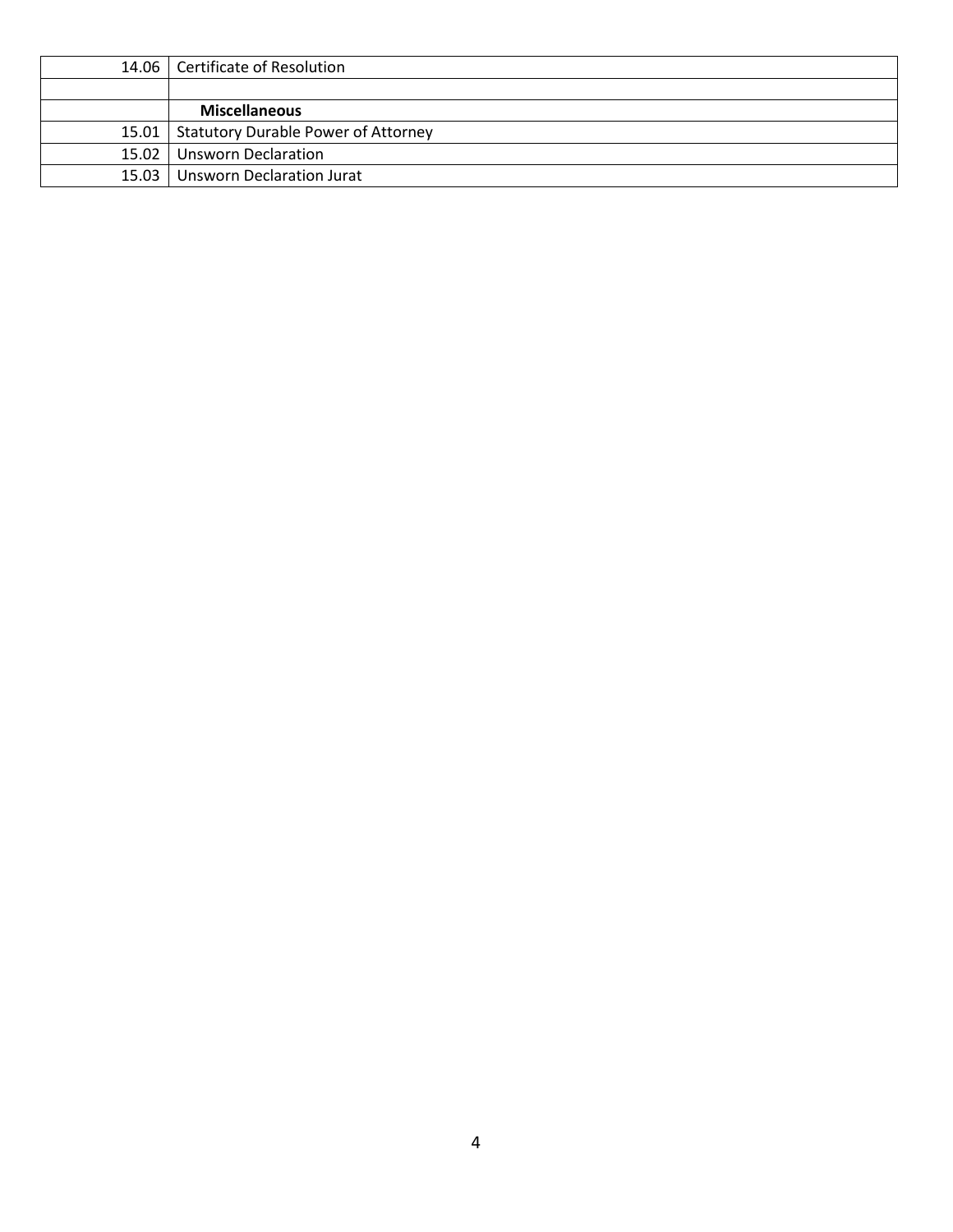| | |
|---|---|
| 14.06 | Certificate of Resolution |
| | |
| | **Miscellaneous** |
| 15.01 | Statutory Durable Power of Attorney |
| 15.02 | Unsworn Declaration |
| 15.03 | Unsworn Declaration Jurat |